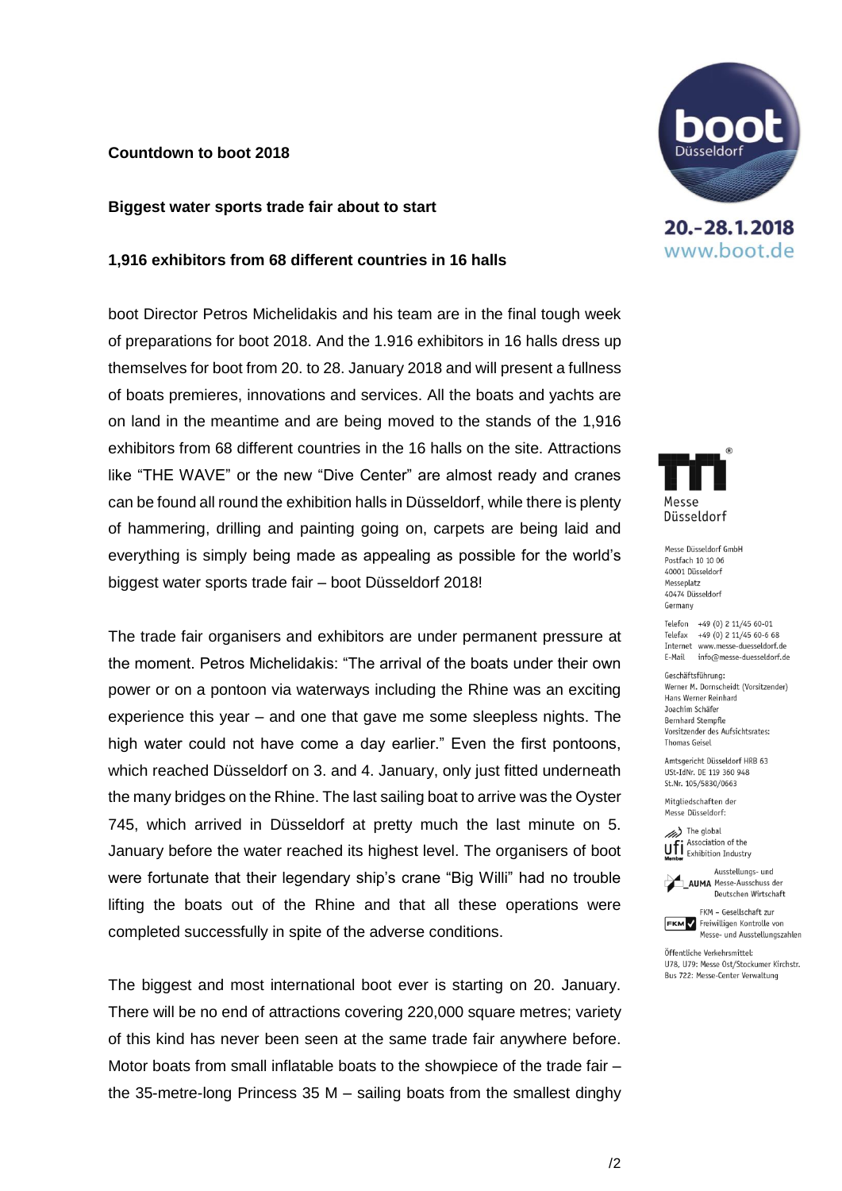**Countdown to boot 2018**

**Biggest water sports trade fair about to start**

**1,916 exhibitors from 68 different countries in 16 halls**

boot Director Petros Michelidakis and his team are in the final tough week of preparations for boot 2018. And the 1.916 exhibitors in 16 halls dress up themselves for boot from 20. to 28. January 2018 and will present a fullness of boats premieres, innovations and services. All the boats and yachts are on land in the meantime and are being moved to the stands of the 1,916 exhibitors from 68 different countries in the 16 halls on the site. Attractions like "THE WAVE" or the new "Dive Center" are almost ready and cranes can be found all round the exhibition halls in Düsseldorf, while there is plenty of hammering, drilling and painting going on, carpets are being laid and everything is simply being made as appealing as possible for the world's biggest water sports trade fair – boot Düsseldorf 2018!

The trade fair organisers and exhibitors are under permanent pressure at the moment. Petros Michelidakis: "The arrival of the boats under their own power or on a pontoon via waterways including the Rhine was an exciting experience this year – and one that gave me some sleepless nights. The high water could not have come a day earlier." Even the first pontoons, which reached Düsseldorf on 3. and 4. January, only just fitted underneath the many bridges on the Rhine. The last sailing boat to arrive was the Oyster 745, which arrived in Düsseldorf at pretty much the last minute on 5. January before the water reached its highest level. The organisers of boot were fortunate that their legendary ship's crane "Big Willi" had no trouble lifting the boats out of the Rhine and that all these operations were completed successfully in spite of the adverse conditions.

The biggest and most international boot ever is starting on 20. January. There will be no end of attractions covering 220,000 square metres; variety of this kind has never been seen at the same trade fair anywhere before. Motor boats from small inflatable boats to the showpiece of the trade fair – the 35-metre-long Princess 35 M – sailing boats from the smallest dinghy

boot Düsseldorf
20.-28.1.2018
www.boot.de

Messe Düsseldorf

Messe Düsseldorf GmbH
Postfach 10 10 06
40001 Düsseldorf
Messeplatz
40474 Düsseldorf
Germany

Telefon +49 (0) 2 11/45 60-01
Telefax +49 (0) 2 11/45 60-6 68
Internet www.messe-duesseldorf.de
E-Mail info@messe-duesseldorf.de

Geschäftsführung:
Werner M. Dornscheidt (Vorsitzender)
Hans Werner Reinhard
Joachim Schäfer
Bernhard Stempfle
Vorsitzender des Aufsichtsrates:
Thomas Geisel

Amtsgericht Düsseldorf HRB 63
USt-IdNr. DE 119 360 948
St.Nr. 105/5830/0663

Mitgliedschaften der
Messe Düsseldorf:

ufi – The global Association of the Exhibition Industry – Member

AUMA – Ausstellungs- und Messe-Ausschuss der Deutschen Wirtschaft

FKM – Gesellschaft zur Freiwilligen Kontrolle von Messe- und Ausstellungszahlen

Öffentliche Verkehrsmittel:
U78, U79: Messe Ost/Stockumer Kirchstr.
Bus 722: Messe-Center Verwaltung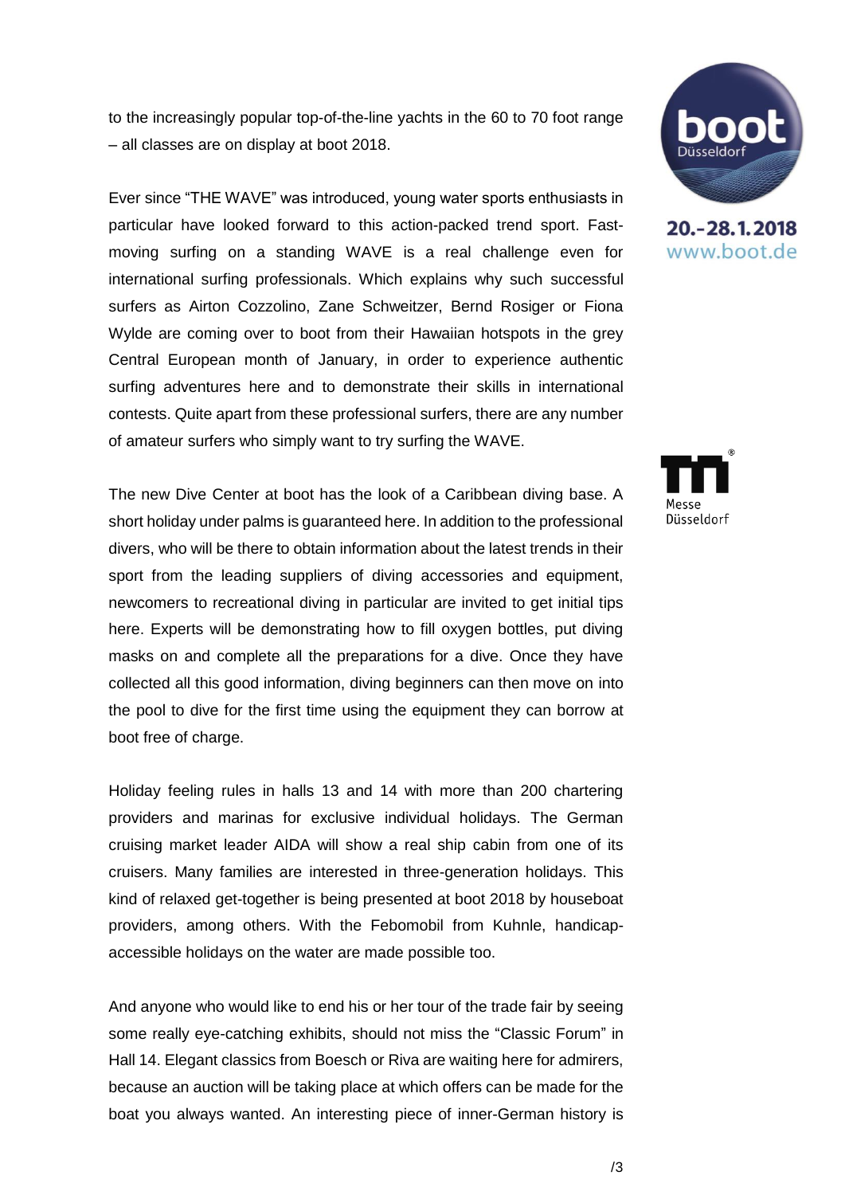to the increasingly popular top-of-the-line yachts in the 60 to 70 foot range – all classes are on display at boot 2018.

Ever since "THE WAVE" was introduced, young water sports enthusiasts in particular have looked forward to this action-packed trend sport. Fast-moving surfing on a standing WAVE is a real challenge even for international surfing professionals. Which explains why such successful surfers as Airton Cozzolino, Zane Schweitzer, Bernd Rosiger or Fiona Wylde are coming over to boot from their Hawaiian hotspots in the grey Central European month of January, in order to experience authentic surfing adventures here and to demonstrate their skills in international contests. Quite apart from these professional surfers, there are any number of amateur surfers who simply want to try surfing the WAVE.

The new Dive Center at boot has the look of a Caribbean diving base. A short holiday under palms is guaranteed here. In addition to the professional divers, who will be there to obtain information about the latest trends in their sport from the leading suppliers of diving accessories and equipment, newcomers to recreational diving in particular are invited to get initial tips here. Experts will be demonstrating how to fill oxygen bottles, put diving masks on and complete all the preparations for a dive. Once they have collected all this good information, diving beginners can then move on into the pool to dive for the first time using the equipment they can borrow at boot free of charge.

Holiday feeling rules in halls 13 and 14 with more than 200 chartering providers and marinas for exclusive individual holidays. The German cruising market leader AIDA will show a real ship cabin from one of its cruisers. Many families are interested in three-generation holidays. This kind of relaxed get-together is being presented at boot 2018 by houseboat providers, among others. With the Febomobil from Kuhnle, handicap-accessible holidays on the water are made possible too.

And anyone who would like to end his or her tour of the trade fair by seeing some really eye-catching exhibits, should not miss the "Classic Forum" in Hall 14. Elegant classics from Boesch or Riva are waiting here for admirers, because an auction will be taking place at which offers can be made for the boat you always wanted. An interesting piece of inner-German history is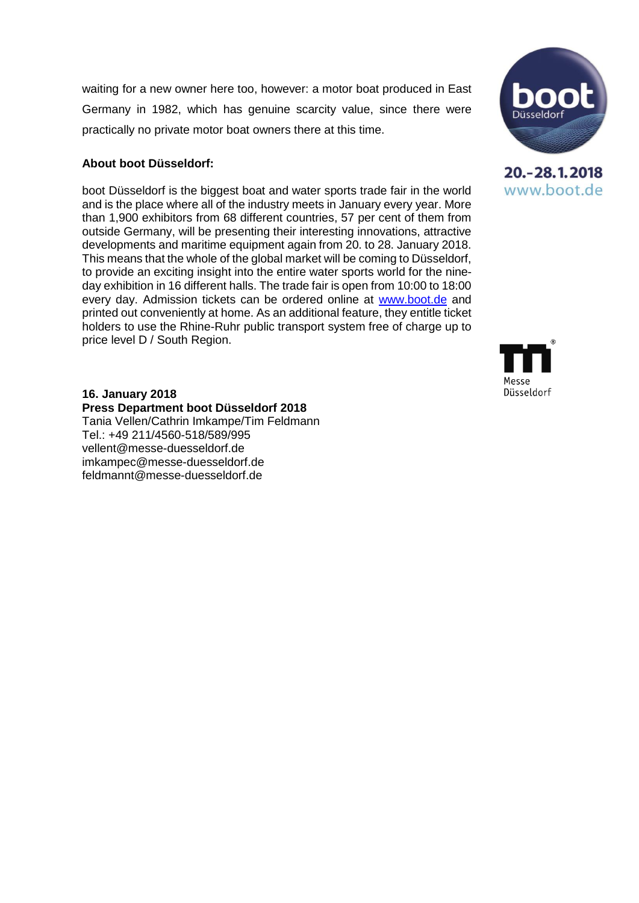waiting for a new owner here too, however: a motor boat produced in East Germany in 1982, which has genuine scarcity value, since there were practically no private motor boat owners there at this time.

**About boot Düsseldorf:**

boot Düsseldorf is the biggest boat and water sports trade fair in the world and is the place where all of the industry meets in January every year. More than 1,900 exhibitors from 68 different countries, 57 per cent of them from outside Germany, will be presenting their interesting innovations, attractive developments and maritime equipment again from 20. to 28. January 2018. This means that the whole of the global market will be coming to Düsseldorf, to provide an exciting insight into the entire water sports world for the nine-day exhibition in 16 different halls. The trade fair is open from 10:00 to 18:00 every day. Admission tickets can be ordered online at www.boot.de and printed out conveniently at home. As an additional feature, they entitle ticket holders to use the Rhine-Ruhr public transport system free of charge up to price level D / South Region.

**16. January 2018**
**Press Department boot Düsseldorf 2018**
Tania Vellen/Cathrin Imkampe/Tim Feldmann
Tel.: +49 211/4560-518/589/995
vellent@messe-duesseldorf.de
imkampec@messe-duesseldorf.de
feldmannt@messe-duesseldorf.de